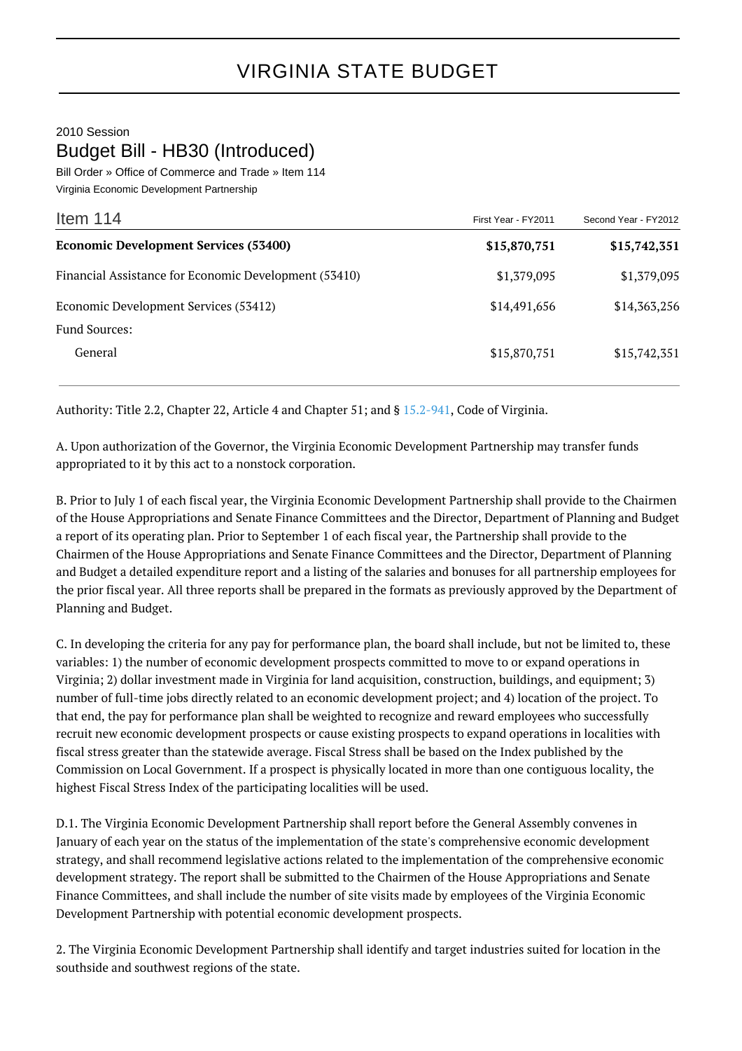# VIRGINIA STATE BUDGET

2010 Session

## Budget Bill - HB30 (Introduced)

Bill Order » Office of Commerce and Trade » Item 114

Virginia Economic Development Partnership

| Item 114 | First Year - FY2011 | Second Year - FY2012 |
|---|---|---|
| **Economic Development Services (53400)** | **$15,870,751** | **$15,742,351** |
| Financial Assistance for Economic Development (53410) | $1,379,095 | $1,379,095 |
| Economic Development Services (53412) | $14,491,656 | $14,363,256 |
| Fund Sources: | | |
| General | $15,870,751 | $15,742,351 |

Authority: Title 2.2, Chapter 22, Article 4 and Chapter 51; and § 15.2-941, Code of Virginia.

A. Upon authorization of the Governor, the Virginia Economic Development Partnership may transfer funds appropriated to it by this act to a nonstock corporation.

B. Prior to July 1 of each fiscal year, the Virginia Economic Development Partnership shall provide to the Chairmen of the House Appropriations and Senate Finance Committees and the Director, Department of Planning and Budget a report of its operating plan. Prior to September 1 of each fiscal year, the Partnership shall provide to the Chairmen of the House Appropriations and Senate Finance Committees and the Director, Department of Planning and Budget a detailed expenditure report and a listing of the salaries and bonuses for all partnership employees for the prior fiscal year. All three reports shall be prepared in the formats as previously approved by the Department of Planning and Budget.

C. In developing the criteria for any pay for performance plan, the board shall include, but not be limited to, these variables: 1) the number of economic development prospects committed to move to or expand operations in Virginia; 2) dollar investment made in Virginia for land acquisition, construction, buildings, and equipment; 3) number of full-time jobs directly related to an economic development project; and 4) location of the project. To that end, the pay for performance plan shall be weighted to recognize and reward employees who successfully recruit new economic development prospects or cause existing prospects to expand operations in localities with fiscal stress greater than the statewide average. Fiscal Stress shall be based on the Index published by the Commission on Local Government. If a prospect is physically located in more than one contiguous locality, the highest Fiscal Stress Index of the participating localities will be used.

D.1. The Virginia Economic Development Partnership shall report before the General Assembly convenes in January of each year on the status of the implementation of the state's comprehensive economic development strategy, and shall recommend legislative actions related to the implementation of the comprehensive economic development strategy. The report shall be submitted to the Chairmen of the House Appropriations and Senate Finance Committees, and shall include the number of site visits made by employees of the Virginia Economic Development Partnership with potential economic development prospects.

2. The Virginia Economic Development Partnership shall identify and target industries suited for location in the southside and southwest regions of the state.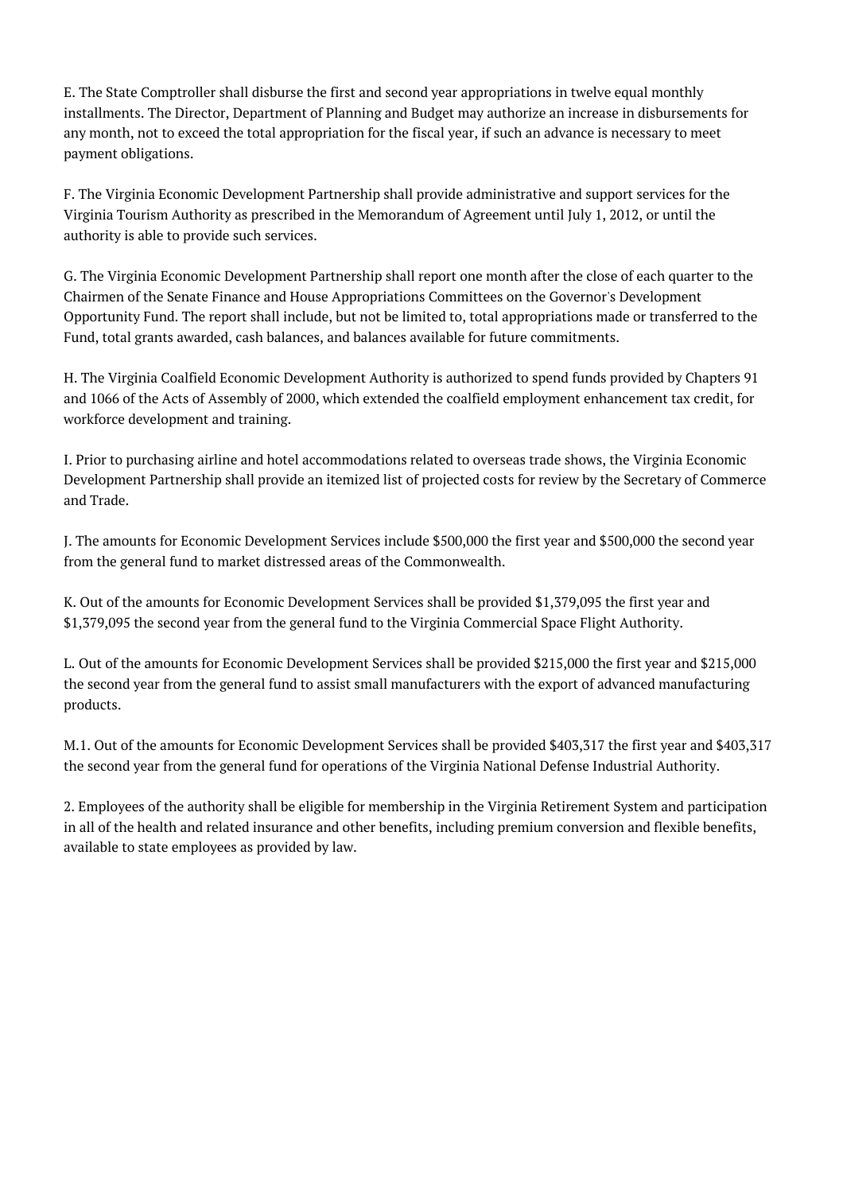E. The State Comptroller shall disburse the first and second year appropriations in twelve equal monthly installments. The Director, Department of Planning and Budget may authorize an increase in disbursements for any month, not to exceed the total appropriation for the fiscal year, if such an advance is necessary to meet payment obligations.

F. The Virginia Economic Development Partnership shall provide administrative and support services for the Virginia Tourism Authority as prescribed in the Memorandum of Agreement until July 1, 2012, or until the authority is able to provide such services.

G. The Virginia Economic Development Partnership shall report one month after the close of each quarter to the Chairmen of the Senate Finance and House Appropriations Committees on the Governor's Development Opportunity Fund. The report shall include, but not be limited to, total appropriations made or transferred to the Fund, total grants awarded, cash balances, and balances available for future commitments.

H. The Virginia Coalfield Economic Development Authority is authorized to spend funds provided by Chapters 91 and 1066 of the Acts of Assembly of 2000, which extended the coalfield employment enhancement tax credit, for workforce development and training.

I. Prior to purchasing airline and hotel accommodations related to overseas trade shows, the Virginia Economic Development Partnership shall provide an itemized list of projected costs for review by the Secretary of Commerce and Trade.

J. The amounts for Economic Development Services include $500,000 the first year and $500,000 the second year from the general fund to market distressed areas of the Commonwealth.

K. Out of the amounts for Economic Development Services shall be provided $1,379,095 the first year and $1,379,095 the second year from the general fund to the Virginia Commercial Space Flight Authority.

L. Out of the amounts for Economic Development Services shall be provided $215,000 the first year and $215,000 the second year from the general fund to assist small manufacturers with the export of advanced manufacturing products.

M.1. Out of the amounts for Economic Development Services shall be provided $403,317 the first year and $403,317 the second year from the general fund for operations of the Virginia National Defense Industrial Authority.

2. Employees of the authority shall be eligible for membership in the Virginia Retirement System and participation in all of the health and related insurance and other benefits, including premium conversion and flexible benefits, available to state employees as provided by law.